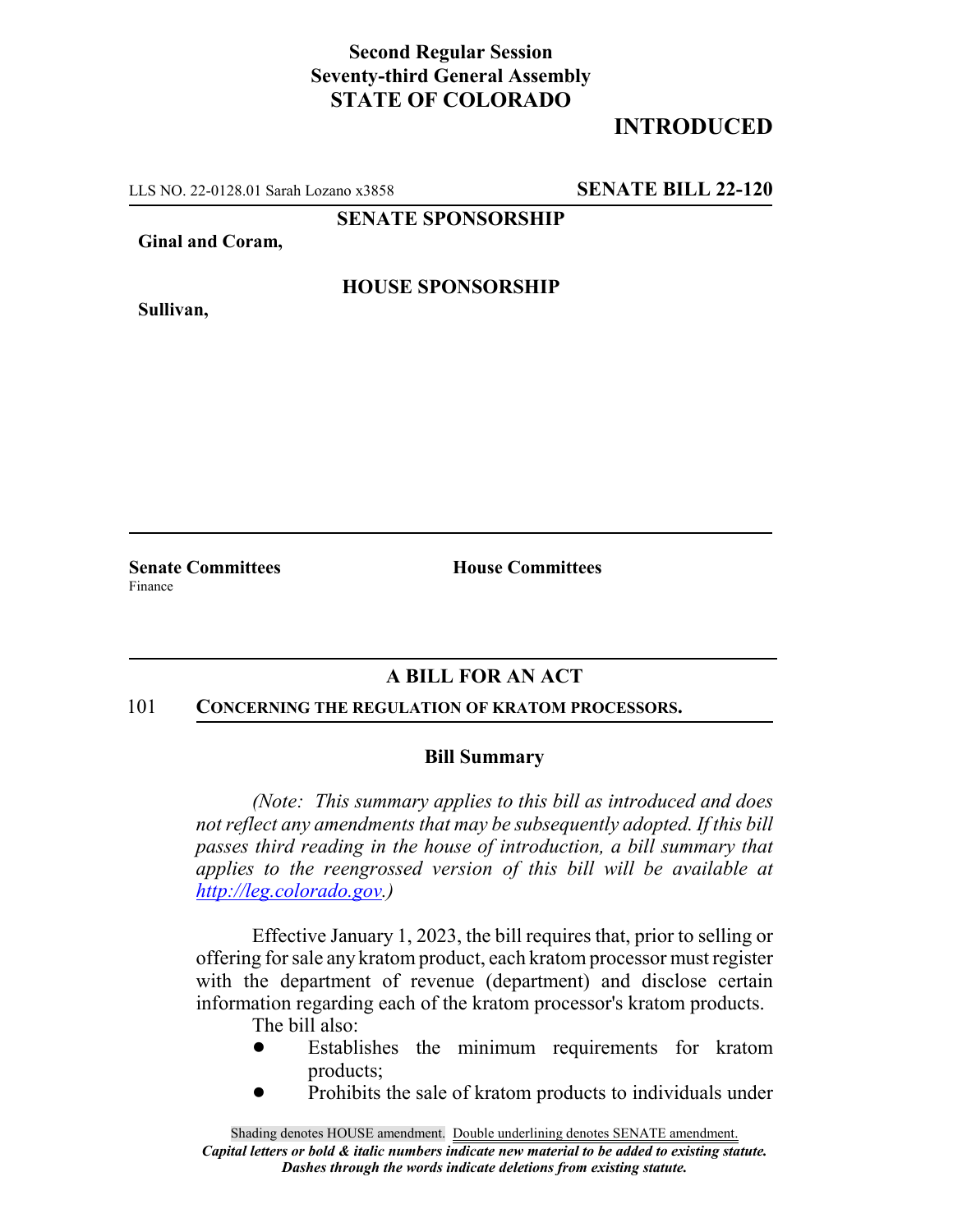**Second Regular Session**
**Seventy-third General Assembly**
**STATE OF COLORADO**

## INTRODUCED

LLS NO. 22-0128.01 Sarah Lozano x3858 **SENATE BILL 22-120**

**SENATE SPONSORSHIP**

**Ginal and Coram,**

**HOUSE SPONSORSHIP**

**Sullivan,**

**Senate Committees**
Finance

**House Committees**

### A BILL FOR AN ACT

101 **CONCERNING THE REGULATION OF KRATOM PROCESSORS.**

### Bill Summary

*(Note: This summary applies to this bill as introduced and does not reflect any amendments that may be subsequently adopted. If this bill passes third reading in the house of introduction, a bill summary that applies to the reengrossed version of this bill will be available at http://leg.colorado.gov.)*

Effective January 1, 2023, the bill requires that, prior to selling or offering for sale any kratom product, each kratom processor must register with the department of revenue (department) and disclose certain information regarding each of the kratom processor's kratom products.

The bill also:

- Establishes the minimum requirements for kratom products;
- Prohibits the sale of kratom products to individuals under

Shading denotes HOUSE amendment. Double underlining denotes SENATE amendment.
*Capital letters or bold & italic numbers indicate new material to be added to existing statute.*
*Dashes through the words indicate deletions from existing statute.*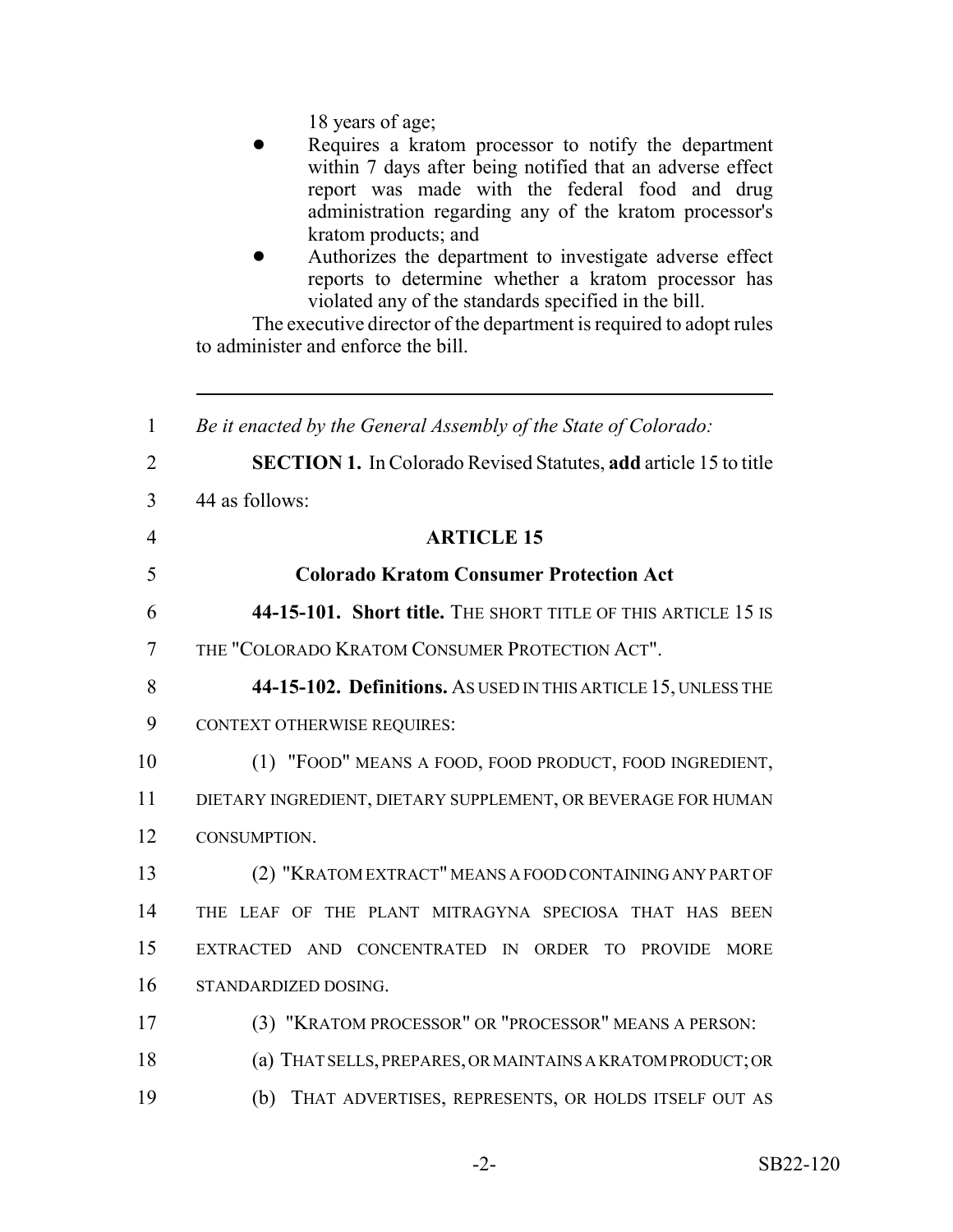18 years of age;

- Requires a kratom processor to notify the department within 7 days after being notified that an adverse effect report was made with the federal food and drug administration regarding any of the kratom processor's kratom products; and
- Authorizes the department to investigate adverse effect reports to determine whether a kratom processor has violated any of the standards specified in the bill.

The executive director of the department is required to adopt rules to administer and enforce the bill.

---

*Be it enacted by the General Assembly of the State of Colorado:*

**SECTION 1.** In Colorado Revised Statutes, **add** article 15 to title 44 as follows:

## ARTICLE 15

## Colorado Kratom Consumer Protection Act

**44-15-101. Short title.** THE SHORT TITLE OF THIS ARTICLE 15 IS THE "COLORADO KRATOM CONSUMER PROTECTION ACT".

**44-15-102. Definitions.** AS USED IN THIS ARTICLE 15, UNLESS THE CONTEXT OTHERWISE REQUIRES:

(1) "FOOD" MEANS A FOOD, FOOD PRODUCT, FOOD INGREDIENT, DIETARY INGREDIENT, DIETARY SUPPLEMENT, OR BEVERAGE FOR HUMAN CONSUMPTION.

(2) "KRATOM EXTRACT" MEANS A FOOD CONTAINING ANY PART OF THE LEAF OF THE PLANT MITRAGYNA SPECIOSA THAT HAS BEEN EXTRACTED AND CONCENTRATED IN ORDER TO PROVIDE MORE STANDARDIZED DOSING.

(3) "KRATOM PROCESSOR" OR "PROCESSOR" MEANS A PERSON:

(a) THAT SELLS, PREPARES, OR MAINTAINS A KRATOM PRODUCT; OR

(b) THAT ADVERTISES, REPRESENTS, OR HOLDS ITSELF OUT AS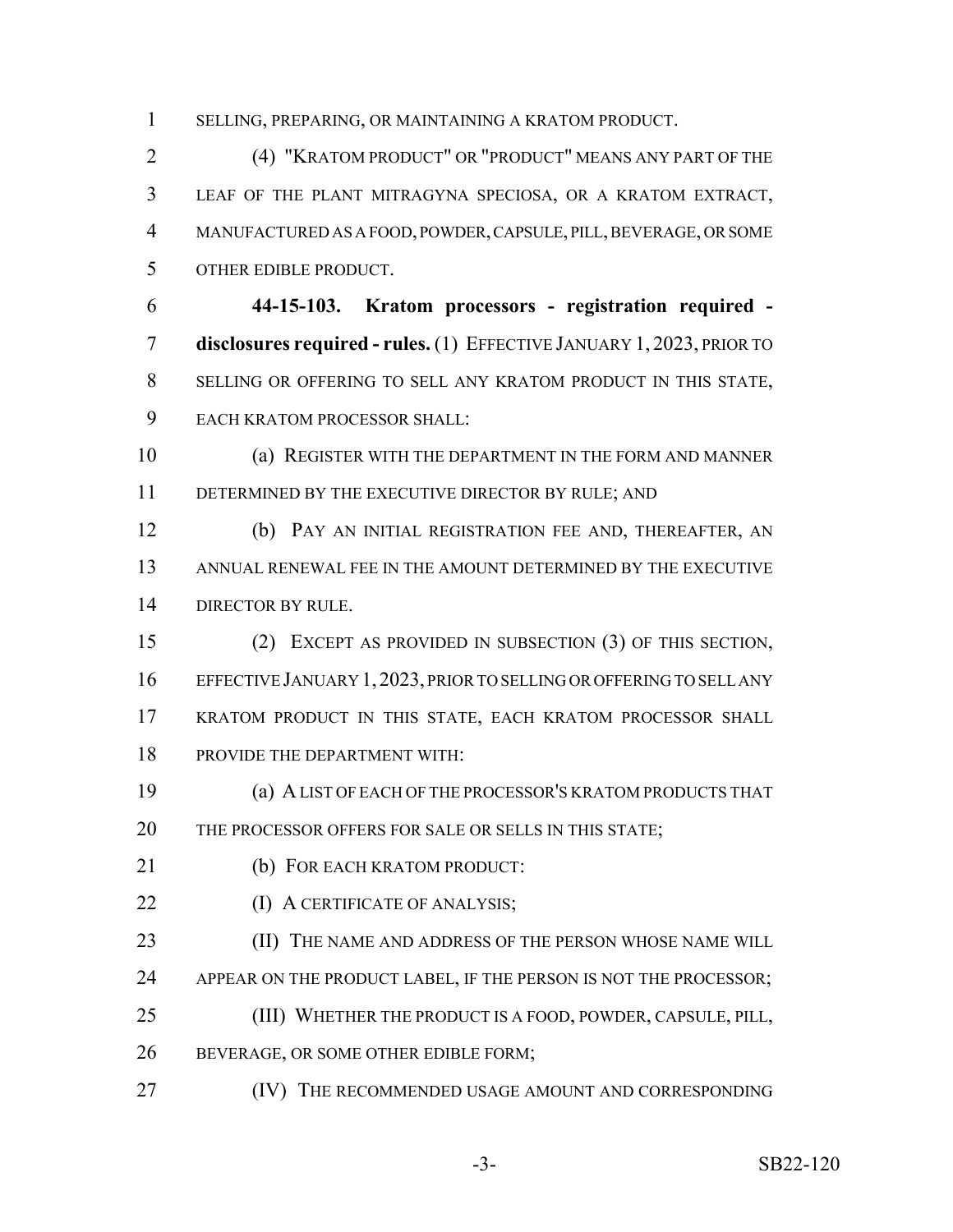SELLING, PREPARING, OR MAINTAINING A KRATOM PRODUCT.

(4) "KRATOM PRODUCT" OR "PRODUCT" MEANS ANY PART OF THE LEAF OF THE PLANT MITRAGYNA SPECIOSA, OR A KRATOM EXTRACT, MANUFACTURED AS A FOOD, POWDER, CAPSULE, PILL, BEVERAGE, OR SOME OTHER EDIBLE PRODUCT.

**44-15-103. Kratom processors - registration required - disclosures required - rules.** (1) EFFECTIVE JANUARY 1, 2023, PRIOR TO SELLING OR OFFERING TO SELL ANY KRATOM PRODUCT IN THIS STATE, EACH KRATOM PROCESSOR SHALL:

(a) REGISTER WITH THE DEPARTMENT IN THE FORM AND MANNER DETERMINED BY THE EXECUTIVE DIRECTOR BY RULE; AND

(b) PAY AN INITIAL REGISTRATION FEE AND, THEREAFTER, AN ANNUAL RENEWAL FEE IN THE AMOUNT DETERMINED BY THE EXECUTIVE DIRECTOR BY RULE.

(2) EXCEPT AS PROVIDED IN SUBSECTION (3) OF THIS SECTION, EFFECTIVE JANUARY 1, 2023, PRIOR TO SELLING OR OFFERING TO SELL ANY KRATOM PRODUCT IN THIS STATE, EACH KRATOM PROCESSOR SHALL PROVIDE THE DEPARTMENT WITH:

(a) A LIST OF EACH OF THE PROCESSOR'S KRATOM PRODUCTS THAT THE PROCESSOR OFFERS FOR SALE OR SELLS IN THIS STATE;

(b) FOR EACH KRATOM PRODUCT:

(I) A CERTIFICATE OF ANALYSIS;

(II) THE NAME AND ADDRESS OF THE PERSON WHOSE NAME WILL APPEAR ON THE PRODUCT LABEL, IF THE PERSON IS NOT THE PROCESSOR;

(III) WHETHER THE PRODUCT IS A FOOD, POWDER, CAPSULE, PILL, BEVERAGE, OR SOME OTHER EDIBLE FORM;

(IV) THE RECOMMENDED USAGE AMOUNT AND CORRESPONDING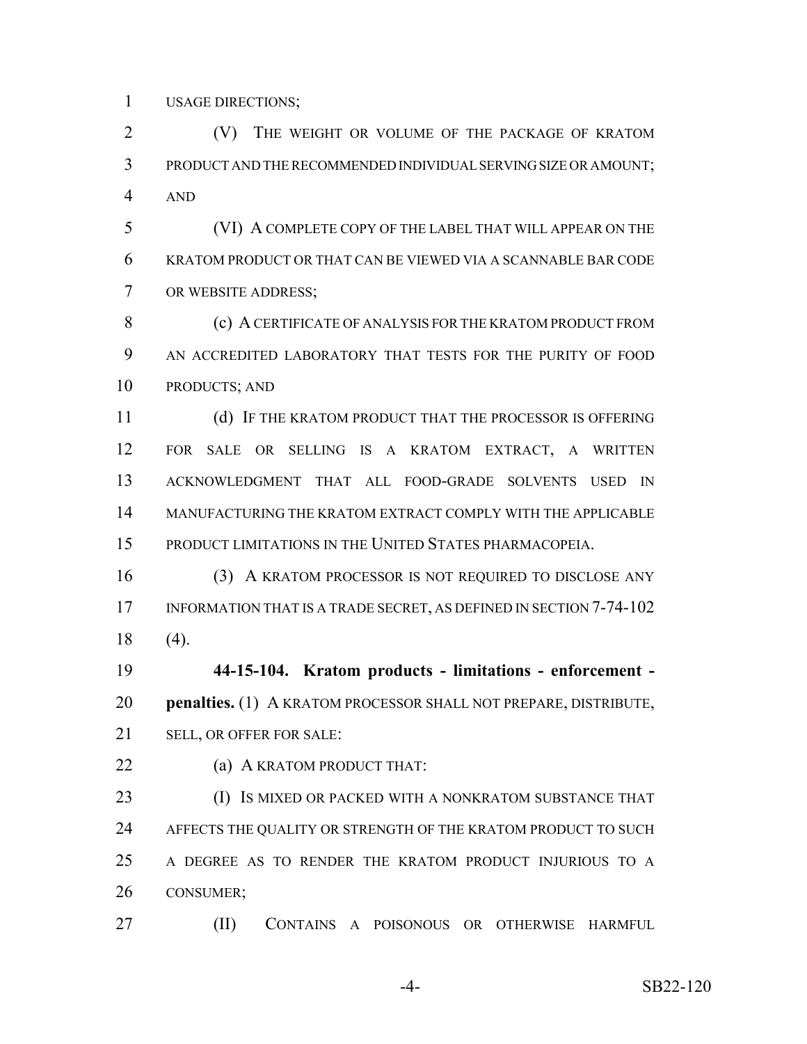USAGE DIRECTIONS;

(V) THE WEIGHT OR VOLUME OF THE PACKAGE OF KRATOM PRODUCT AND THE RECOMMENDED INDIVIDUAL SERVING SIZE OR AMOUNT; AND

(VI) A COMPLETE COPY OF THE LABEL THAT WILL APPEAR ON THE KRATOM PRODUCT OR THAT CAN BE VIEWED VIA A SCANNABLE BAR CODE OR WEBSITE ADDRESS;

(c) A CERTIFICATE OF ANALYSIS FOR THE KRATOM PRODUCT FROM AN ACCREDITED LABORATORY THAT TESTS FOR THE PURITY OF FOOD PRODUCTS; AND

(d) IF THE KRATOM PRODUCT THAT THE PROCESSOR IS OFFERING FOR SALE OR SELLING IS A KRATOM EXTRACT, A WRITTEN ACKNOWLEDGMENT THAT ALL FOOD-GRADE SOLVENTS USED IN MANUFACTURING THE KRATOM EXTRACT COMPLY WITH THE APPLICABLE PRODUCT LIMITATIONS IN THE UNITED STATES PHARMACOPEIA.

(3) A KRATOM PROCESSOR IS NOT REQUIRED TO DISCLOSE ANY INFORMATION THAT IS A TRADE SECRET, AS DEFINED IN SECTION 7-74-102 (4).

**44-15-104. Kratom products - limitations - enforcement - penalties.** (1) A KRATOM PROCESSOR SHALL NOT PREPARE, DISTRIBUTE, SELL, OR OFFER FOR SALE:

(a) A KRATOM PRODUCT THAT:

(I) IS MIXED OR PACKED WITH A NONKRATOM SUBSTANCE THAT AFFECTS THE QUALITY OR STRENGTH OF THE KRATOM PRODUCT TO SUCH A DEGREE AS TO RENDER THE KRATOM PRODUCT INJURIOUS TO A CONSUMER;

(II) CONTAINS A POISONOUS OR OTHERWISE HARMFUL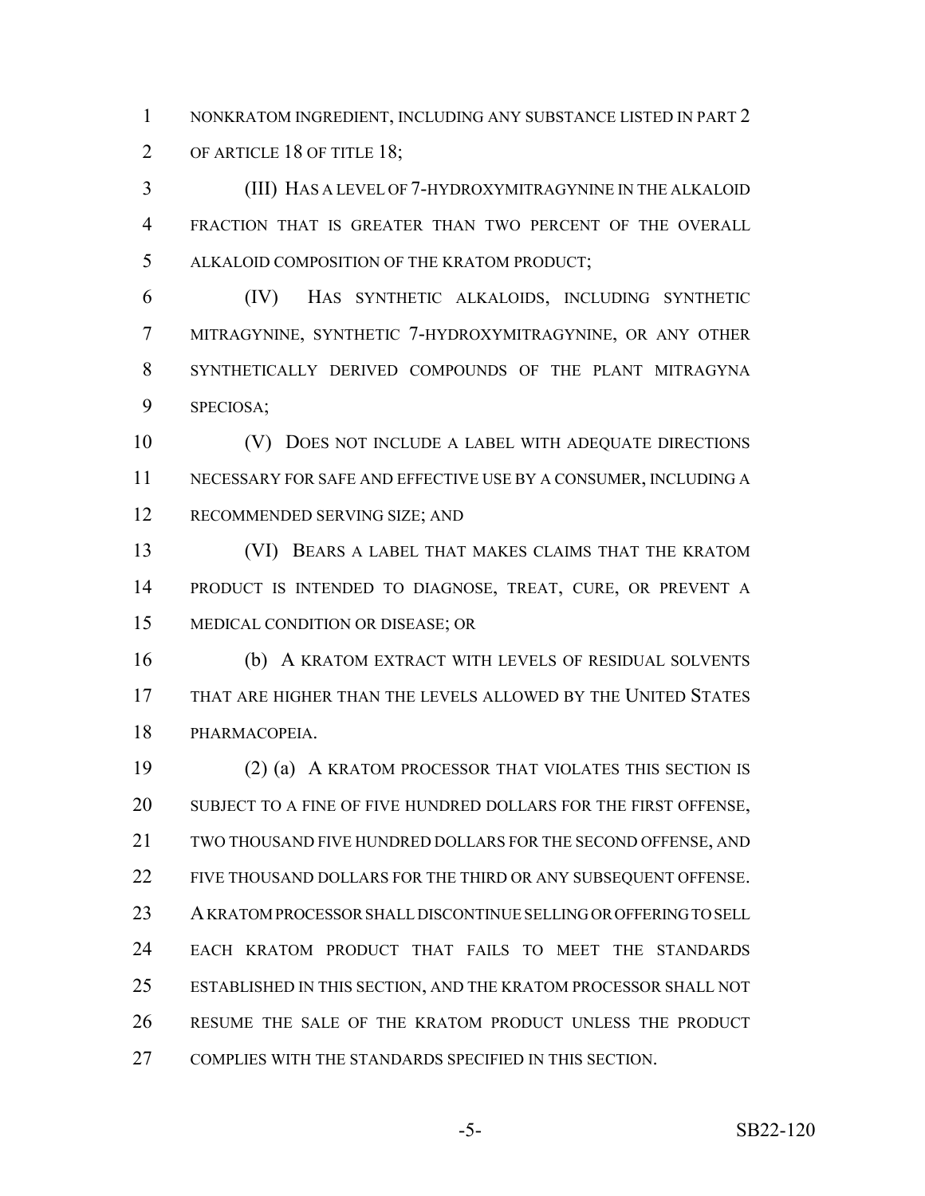NONKRATOM INGREDIENT, INCLUDING ANY SUBSTANCE LISTED IN PART 2 OF ARTICLE 18 OF TITLE 18;

(III) HAS A LEVEL OF 7-HYDROXYMITRAGYNINE IN THE ALKALOID FRACTION THAT IS GREATER THAN TWO PERCENT OF THE OVERALL ALKALOID COMPOSITION OF THE KRATOM PRODUCT;

(IV) HAS SYNTHETIC ALKALOIDS, INCLUDING SYNTHETIC MITRAGYNINE, SYNTHETIC 7-HYDROXYMITRAGYNINE, OR ANY OTHER SYNTHETICALLY DERIVED COMPOUNDS OF THE PLANT MITRAGYNA SPECIOSA;

(V) DOES NOT INCLUDE A LABEL WITH ADEQUATE DIRECTIONS NECESSARY FOR SAFE AND EFFECTIVE USE BY A CONSUMER, INCLUDING A RECOMMENDED SERVING SIZE; AND

(VI) BEARS A LABEL THAT MAKES CLAIMS THAT THE KRATOM PRODUCT IS INTENDED TO DIAGNOSE, TREAT, CURE, OR PREVENT A MEDICAL CONDITION OR DISEASE; OR

(b) A KRATOM EXTRACT WITH LEVELS OF RESIDUAL SOLVENTS THAT ARE HIGHER THAN THE LEVELS ALLOWED BY THE UNITED STATES PHARMACOPEIA.

(2) (a) A KRATOM PROCESSOR THAT VIOLATES THIS SECTION IS SUBJECT TO A FINE OF FIVE HUNDRED DOLLARS FOR THE FIRST OFFENSE, TWO THOUSAND FIVE HUNDRED DOLLARS FOR THE SECOND OFFENSE, AND FIVE THOUSAND DOLLARS FOR THE THIRD OR ANY SUBSEQUENT OFFENSE. A KRATOM PROCESSOR SHALL DISCONTINUE SELLING OR OFFERING TO SELL EACH KRATOM PRODUCT THAT FAILS TO MEET THE STANDARDS ESTABLISHED IN THIS SECTION, AND THE KRATOM PROCESSOR SHALL NOT RESUME THE SALE OF THE KRATOM PRODUCT UNLESS THE PRODUCT COMPLIES WITH THE STANDARDS SPECIFIED IN THIS SECTION.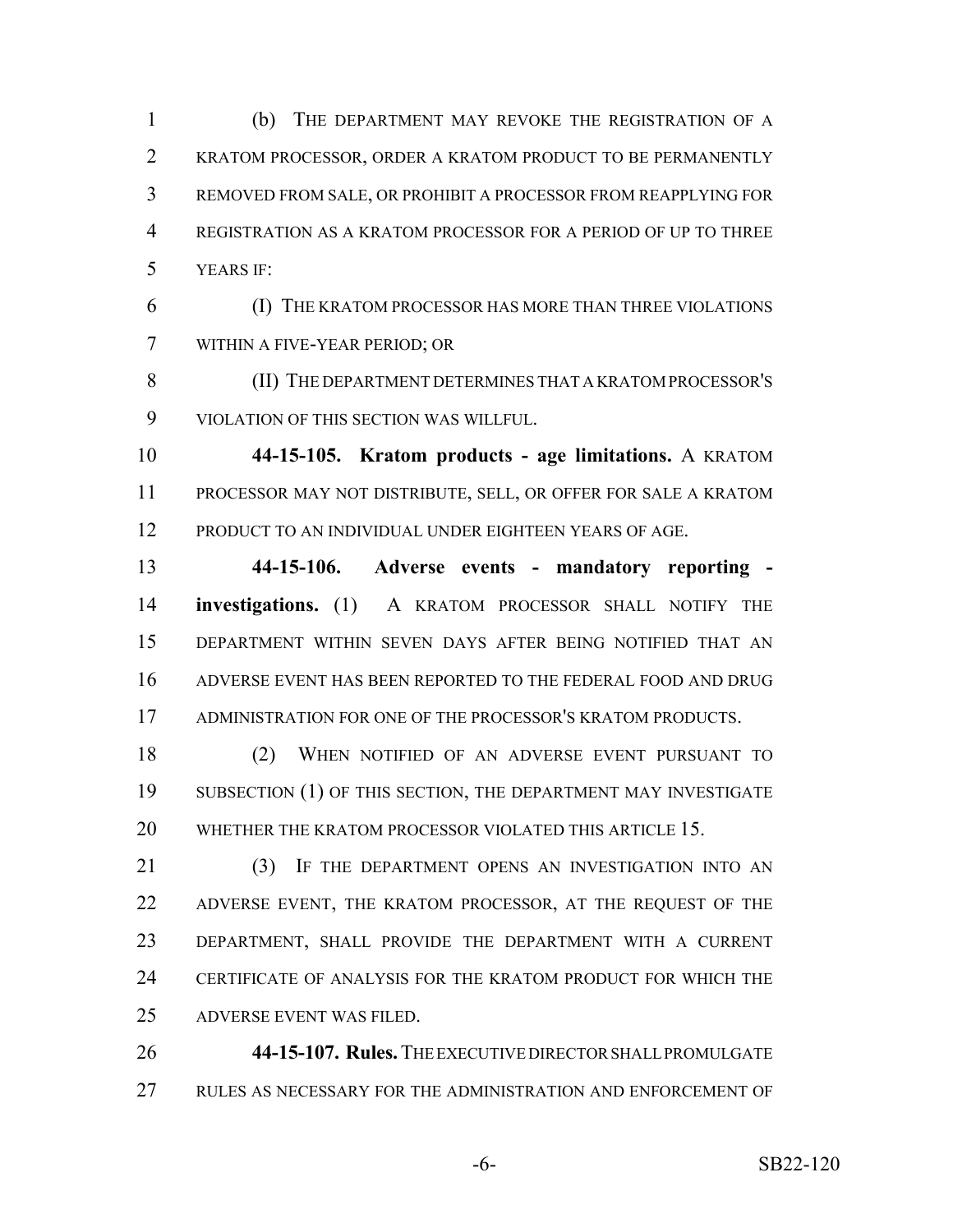(b) THE DEPARTMENT MAY REVOKE THE REGISTRATION OF A KRATOM PROCESSOR, ORDER A KRATOM PRODUCT TO BE PERMANENTLY REMOVED FROM SALE, OR PROHIBIT A PROCESSOR FROM REAPPLYING FOR REGISTRATION AS A KRATOM PROCESSOR FOR A PERIOD OF UP TO THREE YEARS IF:

(I) THE KRATOM PROCESSOR HAS MORE THAN THREE VIOLATIONS WITHIN A FIVE-YEAR PERIOD; OR

(II) THE DEPARTMENT DETERMINES THAT A KRATOM PROCESSOR'S VIOLATION OF THIS SECTION WAS WILLFUL.

**44-15-105. Kratom products - age limitations.** A KRATOM PROCESSOR MAY NOT DISTRIBUTE, SELL, OR OFFER FOR SALE A KRATOM PRODUCT TO AN INDIVIDUAL UNDER EIGHTEEN YEARS OF AGE.

**44-15-106. Adverse events - mandatory reporting - investigations.** (1) A KRATOM PROCESSOR SHALL NOTIFY THE DEPARTMENT WITHIN SEVEN DAYS AFTER BEING NOTIFIED THAT AN ADVERSE EVENT HAS BEEN REPORTED TO THE FEDERAL FOOD AND DRUG ADMINISTRATION FOR ONE OF THE PROCESSOR'S KRATOM PRODUCTS.

(2) WHEN NOTIFIED OF AN ADVERSE EVENT PURSUANT TO SUBSECTION (1) OF THIS SECTION, THE DEPARTMENT MAY INVESTIGATE WHETHER THE KRATOM PROCESSOR VIOLATED THIS ARTICLE 15.

(3) IF THE DEPARTMENT OPENS AN INVESTIGATION INTO AN ADVERSE EVENT, THE KRATOM PROCESSOR, AT THE REQUEST OF THE DEPARTMENT, SHALL PROVIDE THE DEPARTMENT WITH A CURRENT CERTIFICATE OF ANALYSIS FOR THE KRATOM PRODUCT FOR WHICH THE ADVERSE EVENT WAS FILED.

**44-15-107. Rules.** THE EXECUTIVE DIRECTOR SHALL PROMULGATE RULES AS NECESSARY FOR THE ADMINISTRATION AND ENFORCEMENT OF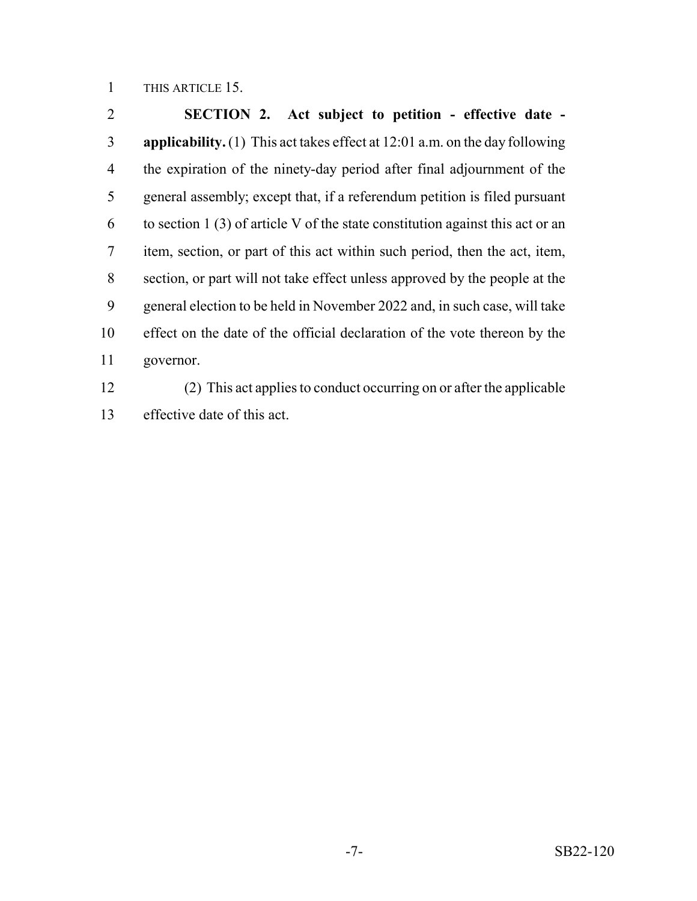THIS ARTICLE 15.

**SECTION 2. Act subject to petition - effective date - applicability.** (1) This act takes effect at 12:01 a.m. on the day following the expiration of the ninety-day period after final adjournment of the general assembly; except that, if a referendum petition is filed pursuant to section 1 (3) of article V of the state constitution against this act or an item, section, or part of this act within such period, then the act, item, section, or part will not take effect unless approved by the people at the general election to be held in November 2022 and, in such case, will take effect on the date of the official declaration of the vote thereon by the governor.

(2) This act applies to conduct occurring on or after the applicable effective date of this act.